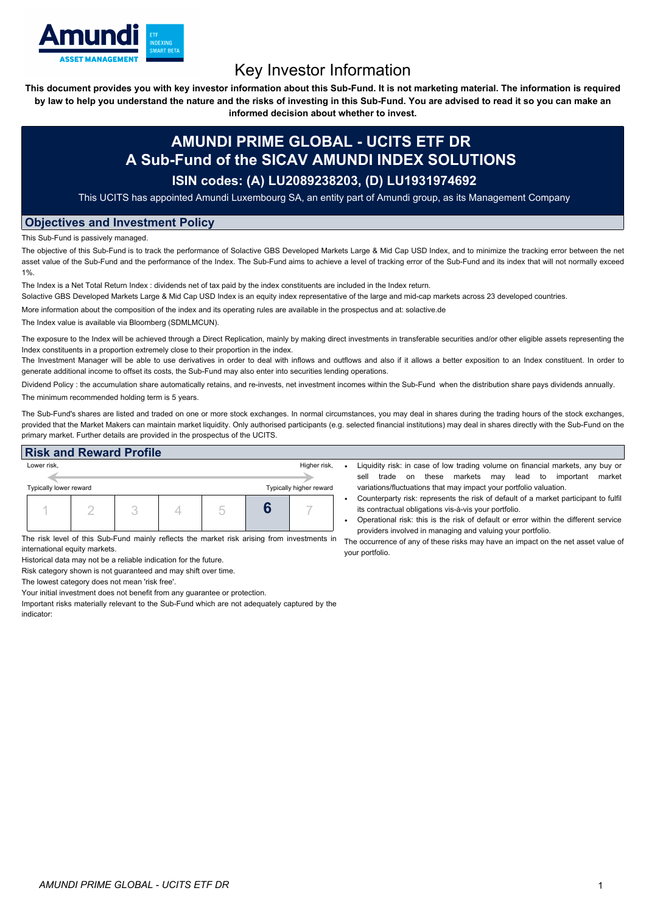# Key Investor Information

**This document provides you with key investor information about this Sub-Fund. It is not marketing material. The information is required by law to help you understand the nature and the risks of investing in this Sub-Fund. You are advised to read it so you can make an informed decision about whether to invest.**

## AMUNDI PRIME GLOBAL - UCITS ETF DR
## A Sub-Fund of the SICAV AMUNDI INDEX SOLUTIONS
### ISIN codes: (A) LU2089238203, (D) LU1931974692

This UCITS has appointed Amundi Luxembourg SA, an entity part of Amundi group, as its Management Company

## Objectives and Investment Policy

This Sub-Fund is passively managed.

The objective of this Sub-Fund is to track the performance of Solactive GBS Developed Markets Large & Mid Cap USD Index, and to minimize the tracking error between the net asset value of the Sub-Fund and the performance of the Index. The Sub-Fund aims to achieve a level of tracking error of the Sub-Fund and its index that will not normally exceed 1%.

The Index is a Net Total Return Index : dividends net of tax paid by the index constituents are included in the Index return.

Solactive GBS Developed Markets Large & Mid Cap USD Index is an equity index representative of the large and mid-cap markets across 23 developed countries.

More information about the composition of the index and its operating rules are available in the prospectus and at: solactive.de

The Index value is available via Bloomberg (SDMLMCUN).

The exposure to the Index will be achieved through a Direct Replication, mainly by making direct investments in transferable securities and/or other eligible assets representing the Index constituents in a proportion extremely close to their proportion in the index.

The Investment Manager will be able to use derivatives in order to deal with inflows and outflows and also if it allows a better exposition to an Index constituent. In order to generate additional income to offset its costs, the Sub-Fund may also enter into securities lending operations.

Dividend Policy : the accumulation share automatically retains, and re-invests, net investment incomes within the Sub-Fund when the distribution share pays dividends annually.

The minimum recommended holding term is 5 years.

The Sub-Fund's shares are listed and traded on one or more stock exchanges. In normal circumstances, you may deal in shares during the trading hours of the stock exchanges, provided that the Market Makers can maintain market liquidity. Only authorised participants (e.g. selected financial institutions) may deal in shares directly with the Sub-Fund on the primary market. Further details are provided in the prospectus of the UCITS.

## Risk and Reward Profile

Lower risk, — Higher risk,

Typically lower reward — Typically higher reward

| 1 | 2 | 3 | 4 | 5 | **6** | 7 |
|---|---|---|---|---|---|---|

The risk level of this Sub-Fund mainly reflects the market risk arising from investments in international equity markets.

Historical data may not be a reliable indication for the future.

Risk category shown is not guaranteed and may shift over time.

The lowest category does not mean 'risk free'.

Your initial investment does not benefit from any guarantee or protection.

Important risks materially relevant to the Sub-Fund which are not adequately captured by the indicator:

- Liquidity risk: in case of low trading volume on financial markets, any buy or sell trade on these markets may lead to important market variations/fluctuations that may impact your portfolio valuation.
- Counterparty risk: represents the risk of default of a market participant to fulfil its contractual obligations vis-à-vis your portfolio.
- Operational risk: this is the risk of default or error within the different service providers involved in managing and valuing your portfolio.

The occurrence of any of these risks may have an impact on the net asset value of your portfolio.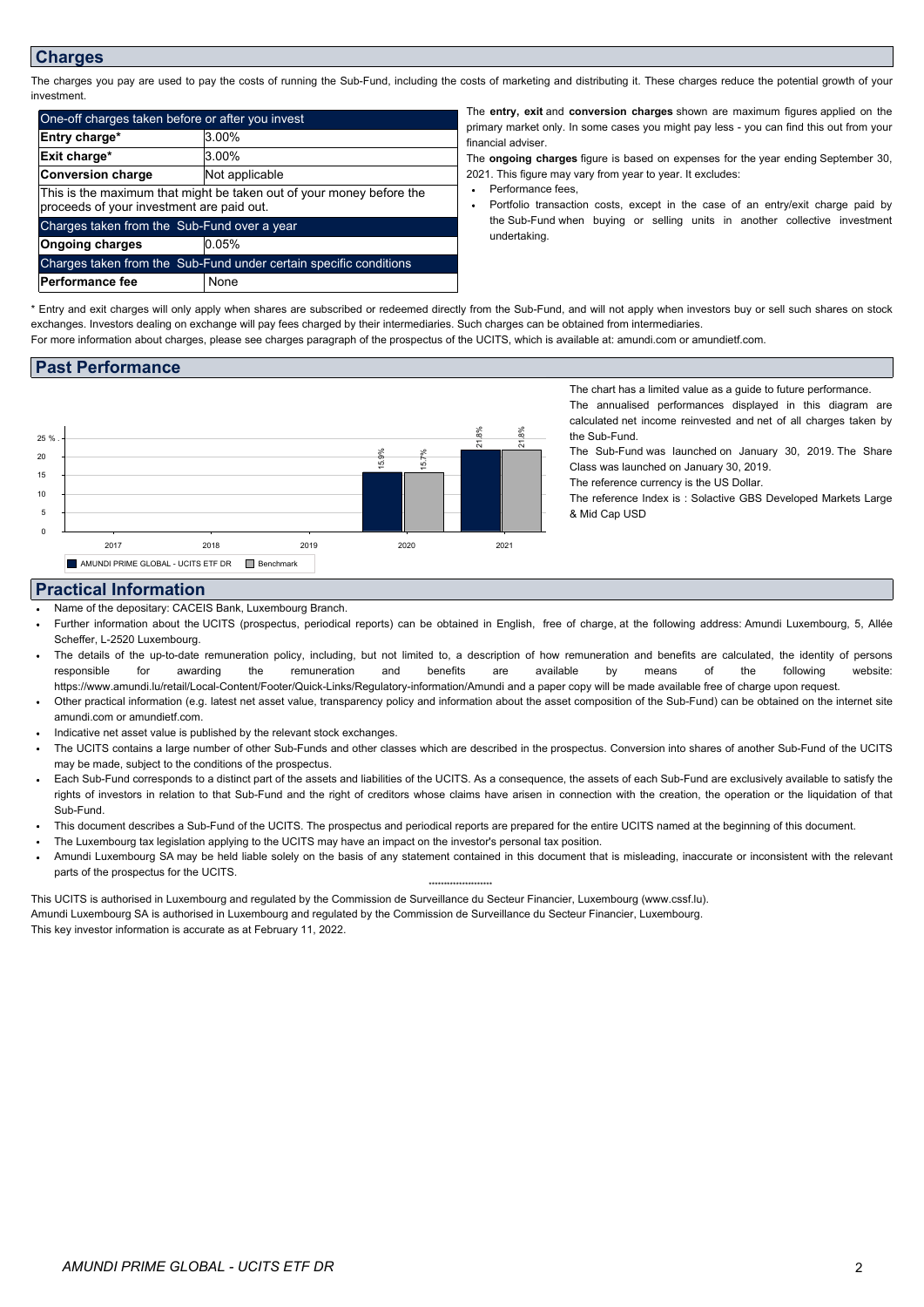## Charges

The charges you pay are used to pay the costs of running the Sub-Fund, including the costs of marketing and distributing it. These charges reduce the potential growth of your investment.

| One-off charges taken before or after you invest | |
|---|---|
| **Entry charge*** | 3.00% |
| **Exit charge*** | 3.00% |
| **Conversion charge** | Not applicable |
| This is the maximum that might be taken out of your money before the proceeds of your investment are paid out. | |
| Charges taken from the Sub-Fund over a year | |
| **Ongoing charges** | 0.05% |
| Charges taken from the Sub-Fund under certain specific conditions | |
| **Performance fee** | None |

The **entry, exit** and **conversion charges** shown are maximum figures applied on the primary market only. In some cases you might pay less - you can find this out from your financial adviser.

The **ongoing charges** figure is based on expenses for the year ending September 30, 2021. This figure may vary from year to year. It excludes:

- Performance fees,
- Portfolio transaction costs, except in the case of an entry/exit charge paid by the Sub-Fund when buying or selling units in another collective investment undertaking.

\* Entry and exit charges will only apply when shares are subscribed or redeemed directly from the Sub-Fund, and will not apply when investors buy or sell such shares on stock exchanges. Investors dealing on exchange will pay fees charged by their intermediaries. Such charges can be obtained from intermediaries.

For more information about charges, please see charges paragraph of the prospectus of the UCITS, which is available at: amundi.com or amundietf.com.

## Past Performance

25 %
20
15
10
5
0
2017
2018
2019
2020
2021
15.9%
15.7%
21.8%
21.8%
AMUNDI PRIME GLOBAL - UCITS ETF DR
Benchmark

The chart has a limited value as a guide to future performance.

The annualised performances displayed in this diagram are calculated net income reinvested and net of all charges taken by the Sub-Fund.

The Sub-Fund was launched on January 30, 2019. The Share Class was launched on January 30, 2019.

The reference currency is the US Dollar.

The reference Index is : Solactive GBS Developed Markets Large & Mid Cap USD

## Practical Information

- Name of the depositary: CACEIS Bank, Luxembourg Branch.
- Further information about the UCITS (prospectus, periodical reports) can be obtained in English, free of charge, at the following address: Amundi Luxembourg, 5, Allée Scheffer, L-2520 Luxembourg.
- The details of the up-to-date remuneration policy, including, but not limited to, a description of how remuneration and benefits are calculated, the identity of persons responsible for awarding the remuneration and benefits are available by means of the following website: https://www.amundi.lu/retail/Local-Content/Footer/Quick-Links/Regulatory-information/Amundi and a paper copy will be made available free of charge upon request.
- Other practical information (e.g. latest net asset value, transparency policy and information about the asset composition of the Sub-Fund) can be obtained on the internet site amundi.com or amundietf.com.
- Indicative net asset value is published by the relevant stock exchanges.
- The UCITS contains a large number of other Sub-Funds and other classes which are described in the prospectus. Conversion into shares of another Sub-Fund of the UCITS may be made, subject to the conditions of the prospectus.
- Each Sub-Fund corresponds to a distinct part of the assets and liabilities of the UCITS. As a consequence, the assets of each Sub-Fund are exclusively available to satisfy the rights of investors in relation to that Sub-Fund and the right of creditors whose claims have arisen in connection with the creation, the operation or the liquidation of that Sub-Fund.
- This document describes a Sub-Fund of the UCITS. The prospectus and periodical reports are prepared for the entire UCITS named at the beginning of this document.
- The Luxembourg tax legislation applying to the UCITS may have an impact on the investor's personal tax position.
- Amundi Luxembourg SA may be held liable solely on the basis of any statement contained in this document that is misleading, inaccurate or inconsistent with the relevant parts of the prospectus for the UCITS.

********************

This UCITS is authorised in Luxembourg and regulated by the Commission de Surveillance du Secteur Financier, Luxembourg (www.cssf.lu).
Amundi Luxembourg SA is authorised in Luxembourg and regulated by the Commission de Surveillance du Secteur Financier, Luxembourg.
This key investor information is accurate as at February 11, 2022.